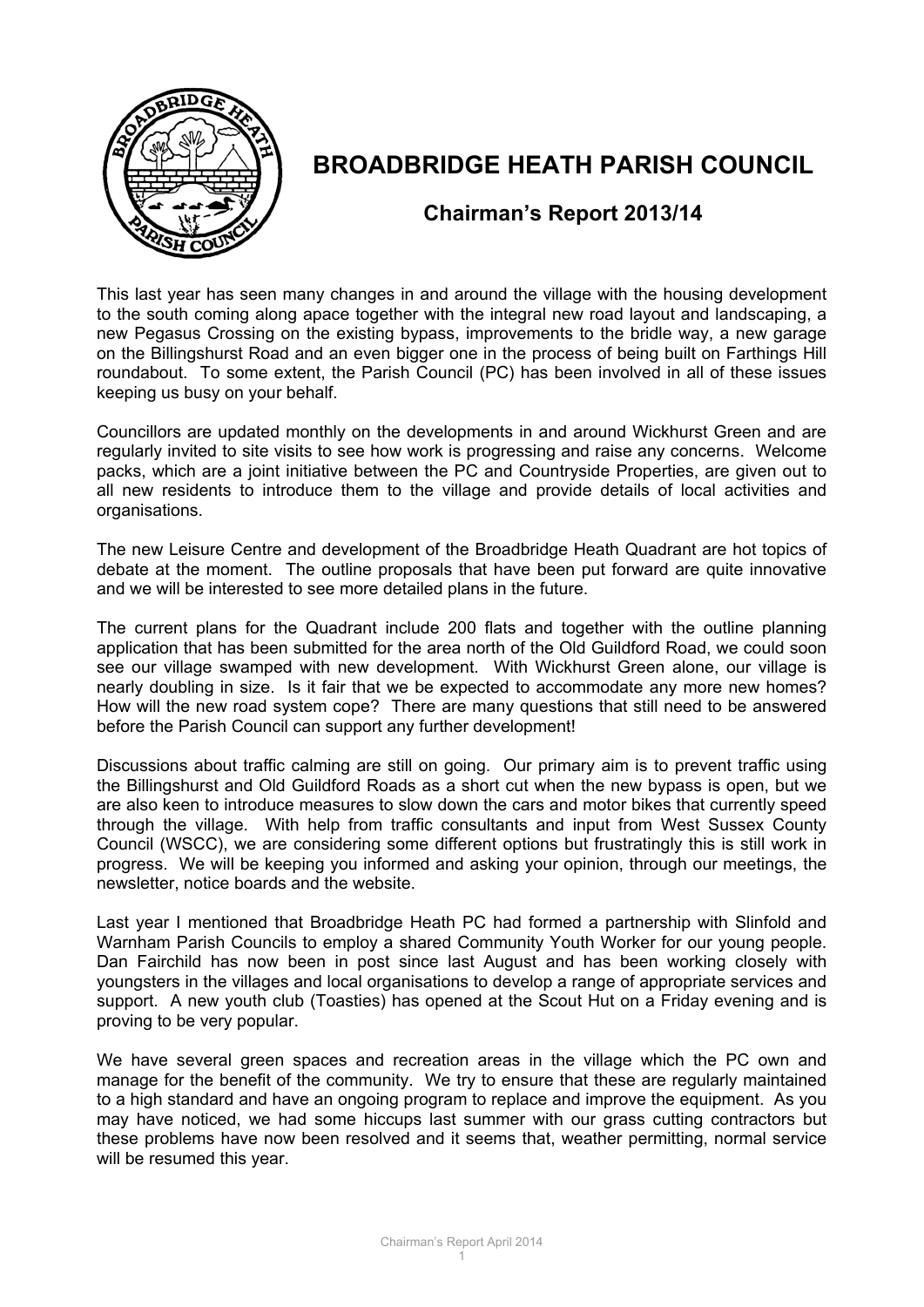# BROADBRIDGE HEATH PARISH COUNCIL

## Chairman's Report 2013/14

This last year has seen many changes in and around the village with the housing development to the south coming along apace together with the integral new road layout and landscaping, a new Pegasus Crossing on the existing bypass, improvements to the bridle way, a new garage on the Billingshurst Road and an even bigger one in the process of being built on Farthings Hill roundabout. To some extent, the Parish Council (PC) has been involved in all of these issues keeping us busy on your behalf.

Councillors are updated monthly on the developments in and around Wickhurst Green and are regularly invited to site visits to see how work is progressing and raise any concerns. Welcome packs, which are a joint initiative between the PC and Countryside Properties, are given out to all new residents to introduce them to the village and provide details of local activities and organisations.

The new Leisure Centre and development of the Broadbridge Heath Quadrant are hot topics of debate at the moment. The outline proposals that have been put forward are quite innovative and we will be interested to see more detailed plans in the future.

The current plans for the Quadrant include 200 flats and together with the outline planning application that has been submitted for the area north of the Old Guildford Road, we could soon see our village swamped with new development. With Wickhurst Green alone, our village is nearly doubling in size. Is it fair that we be expected to accommodate any more new homes? How will the new road system cope? There are many questions that still need to be answered before the Parish Council can support any further development!

Discussions about traffic calming are still on going. Our primary aim is to prevent traffic using the Billingshurst and Old Guildford Roads as a short cut when the new bypass is open, but we are also keen to introduce measures to slow down the cars and motor bikes that currently speed through the village. With help from traffic consultants and input from West Sussex County Council (WSCC), we are considering some different options but frustratingly this is still work in progress. We will be keeping you informed and asking your opinion, through our meetings, the newsletter, notice boards and the website.

Last year I mentioned that Broadbridge Heath PC had formed a partnership with Slinfold and Warnham Parish Councils to employ a shared Community Youth Worker for our young people. Dan Fairchild has now been in post since last August and has been working closely with youngsters in the villages and local organisations to develop a range of appropriate services and support. A new youth club (Toasties) has opened at the Scout Hut on a Friday evening and is proving to be very popular.

We have several green spaces and recreation areas in the village which the PC own and manage for the benefit of the community. We try to ensure that these are regularly maintained to a high standard and have an ongoing program to replace and improve the equipment. As you may have noticed, we had some hiccups last summer with our grass cutting contractors but these problems have now been resolved and it seems that, weather permitting, normal service will be resumed this year.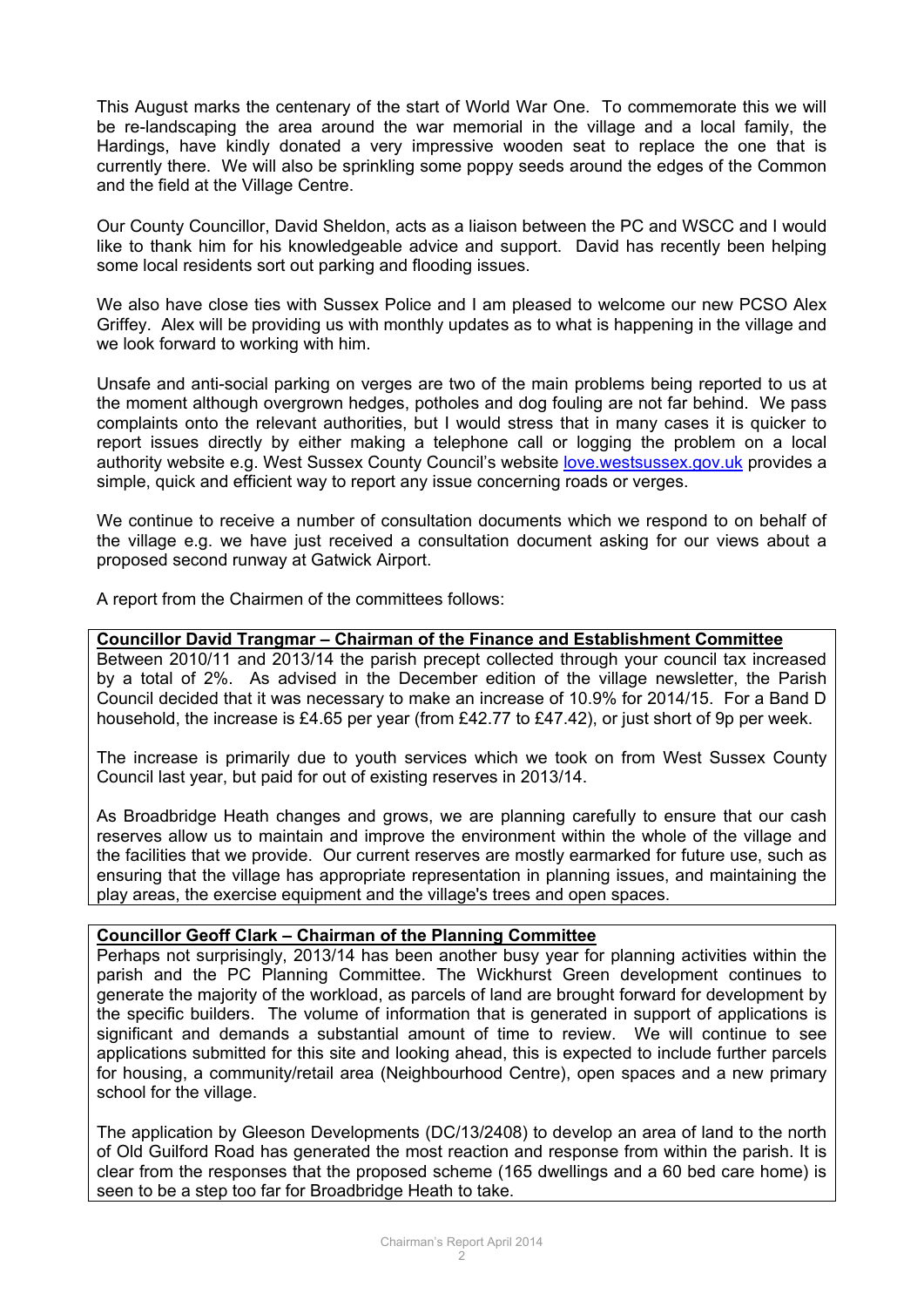This August marks the centenary of the start of World War One. To commemorate this we will be re-landscaping the area around the war memorial in the village and a local family, the Hardings, have kindly donated a very impressive wooden seat to replace the one that is currently there. We will also be sprinkling some poppy seeds around the edges of the Common and the field at the Village Centre.

Our County Councillor, David Sheldon, acts as a liaison between the PC and WSCC and I would like to thank him for his knowledgeable advice and support. David has recently been helping some local residents sort out parking and flooding issues.

We also have close ties with Sussex Police and I am pleased to welcome our new PCSO Alex Griffey. Alex will be providing us with monthly updates as to what is happening in the village and we look forward to working with him.

Unsafe and anti-social parking on verges are two of the main problems being reported to us at the moment although overgrown hedges, potholes and dog fouling are not far behind. We pass complaints onto the relevant authorities, but I would stress that in many cases it is quicker to report issues directly by either making a telephone call or logging the problem on a local authority website e.g. West Sussex County Council's website [love.westsussex.gov.uk](love.westsussex.gov.uk) provides a simple, quick and efficient way to report any issue concerning roads or verges.

We continue to receive a number of consultation documents which we respond to on behalf of the village e.g. we have just received a consultation document asking for our views about a proposed second runway at Gatwick Airport.

A report from the Chairmen of the committees follows:

**Councillor David Trangmar – Chairman of the Finance and Establishment Committee**

Between 2010/11 and 2013/14 the parish precept collected through your council tax increased by a total of 2%. As advised in the December edition of the village newsletter, the Parish Council decided that it was necessary to make an increase of 10.9% for 2014/15. For a Band D household, the increase is £4.65 per year (from £42.77 to £47.42), or just short of 9p per week.

The increase is primarily due to youth services which we took on from West Sussex County Council last year, but paid for out of existing reserves in 2013/14.

As Broadbridge Heath changes and grows, we are planning carefully to ensure that our cash reserves allow us to maintain and improve the environment within the whole of the village and the facilities that we provide. Our current reserves are mostly earmarked for future use, such as ensuring that the village has appropriate representation in planning issues, and maintaining the play areas, the exercise equipment and the village's trees and open spaces.

**Councillor Geoff Clark – Chairman of the Planning Committee**

Perhaps not surprisingly, 2013/14 has been another busy year for planning activities within the parish and the PC Planning Committee. The Wickhurst Green development continues to generate the majority of the workload, as parcels of land are brought forward for development by the specific builders. The volume of information that is generated in support of applications is significant and demands a substantial amount of time to review. We will continue to see applications submitted for this site and looking ahead, this is expected to include further parcels for housing, a community/retail area (Neighbourhood Centre), open spaces and a new primary school for the village.

The application by Gleeson Developments (DC/13/2408) to develop an area of land to the north of Old Guilford Road has generated the most reaction and response from within the parish. It is clear from the responses that the proposed scheme (165 dwellings and a 60 bed care home) is seen to be a step too far for Broadbridge Heath to take.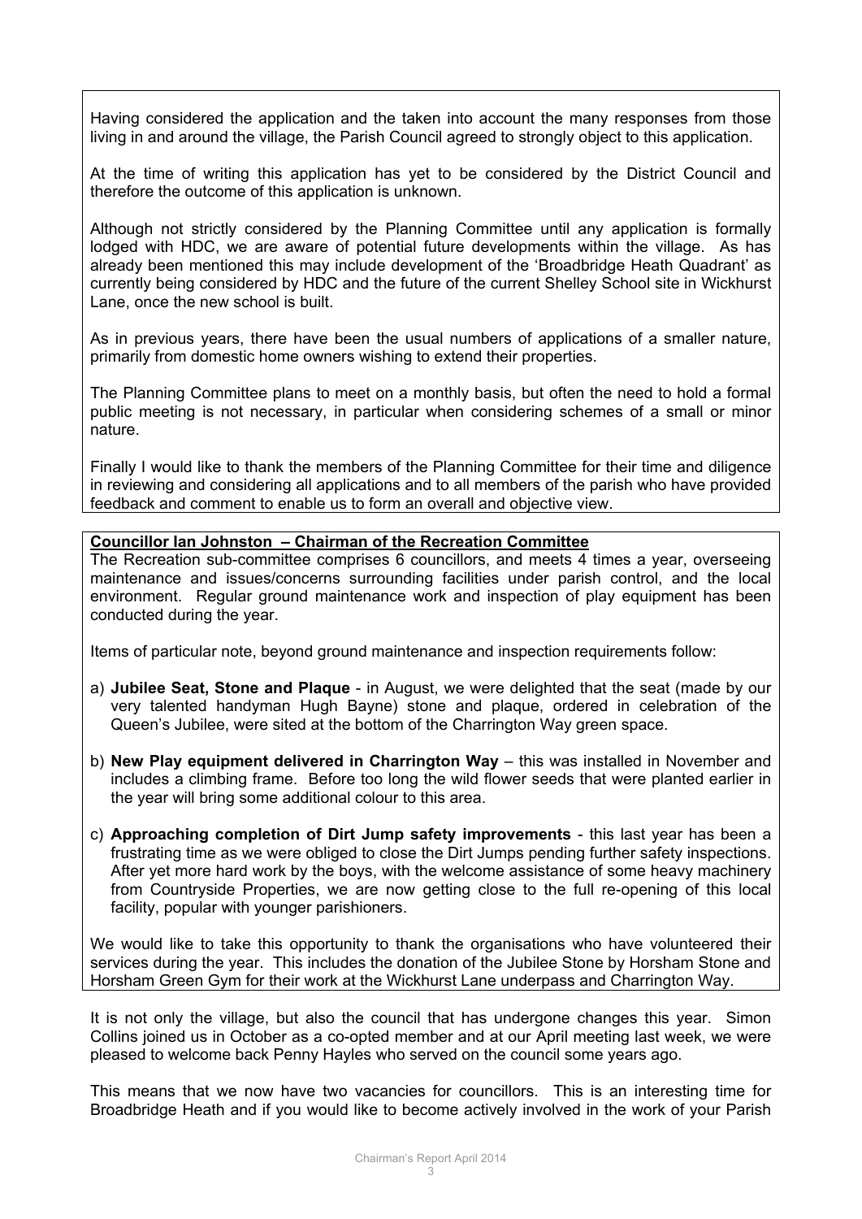Having considered the application and the taken into account the many responses from those living in and around the village, the Parish Council agreed to strongly object to this application.

At the time of writing this application has yet to be considered by the District Council and therefore the outcome of this application is unknown.

Although not strictly considered by the Planning Committee until any application is formally lodged with HDC, we are aware of potential future developments within the village. As has already been mentioned this may include development of the 'Broadbridge Heath Quadrant' as currently being considered by HDC and the future of the current Shelley School site in Wickhurst Lane, once the new school is built.

As in previous years, there have been the usual numbers of applications of a smaller nature, primarily from domestic home owners wishing to extend their properties.

The Planning Committee plans to meet on a monthly basis, but often the need to hold a formal public meeting is not necessary, in particular when considering schemes of a small or minor nature.

Finally I would like to thank the members of the Planning Committee for their time and diligence in reviewing and considering all applications and to all members of the parish who have provided feedback and comment to enable us to form an overall and objective view.

**Councillor Ian Johnston – Chairman of the Recreation Committee**

The Recreation sub-committee comprises 6 councillors, and meets 4 times a year, overseeing maintenance and issues/concerns surrounding facilities under parish control, and the local environment. Regular ground maintenance work and inspection of play equipment has been conducted during the year.

Items of particular note, beyond ground maintenance and inspection requirements follow:

a) **Jubilee Seat, Stone and Plaque** - in August, we were delighted that the seat (made by our very talented handyman Hugh Bayne) stone and plaque, ordered in celebration of the Queen's Jubilee, were sited at the bottom of the Charrington Way green space.

b) **New Play equipment delivered in Charrington Way** – this was installed in November and includes a climbing frame. Before too long the wild flower seeds that were planted earlier in the year will bring some additional colour to this area.

c) **Approaching completion of Dirt Jump safety improvements** - this last year has been a frustrating time as we were obliged to close the Dirt Jumps pending further safety inspections. After yet more hard work by the boys, with the welcome assistance of some heavy machinery from Countryside Properties, we are now getting close to the full re-opening of this local facility, popular with younger parishioners.

We would like to take this opportunity to thank the organisations who have volunteered their services during the year. This includes the donation of the Jubilee Stone by Horsham Stone and Horsham Green Gym for their work at the Wickhurst Lane underpass and Charrington Way.

It is not only the village, but also the council that has undergone changes this year. Simon Collins joined us in October as a co-opted member and at our April meeting last week, we were pleased to welcome back Penny Hayles who served on the council some years ago.

This means that we now have two vacancies for councillors. This is an interesting time for Broadbridge Heath and if you would like to become actively involved in the work of your Parish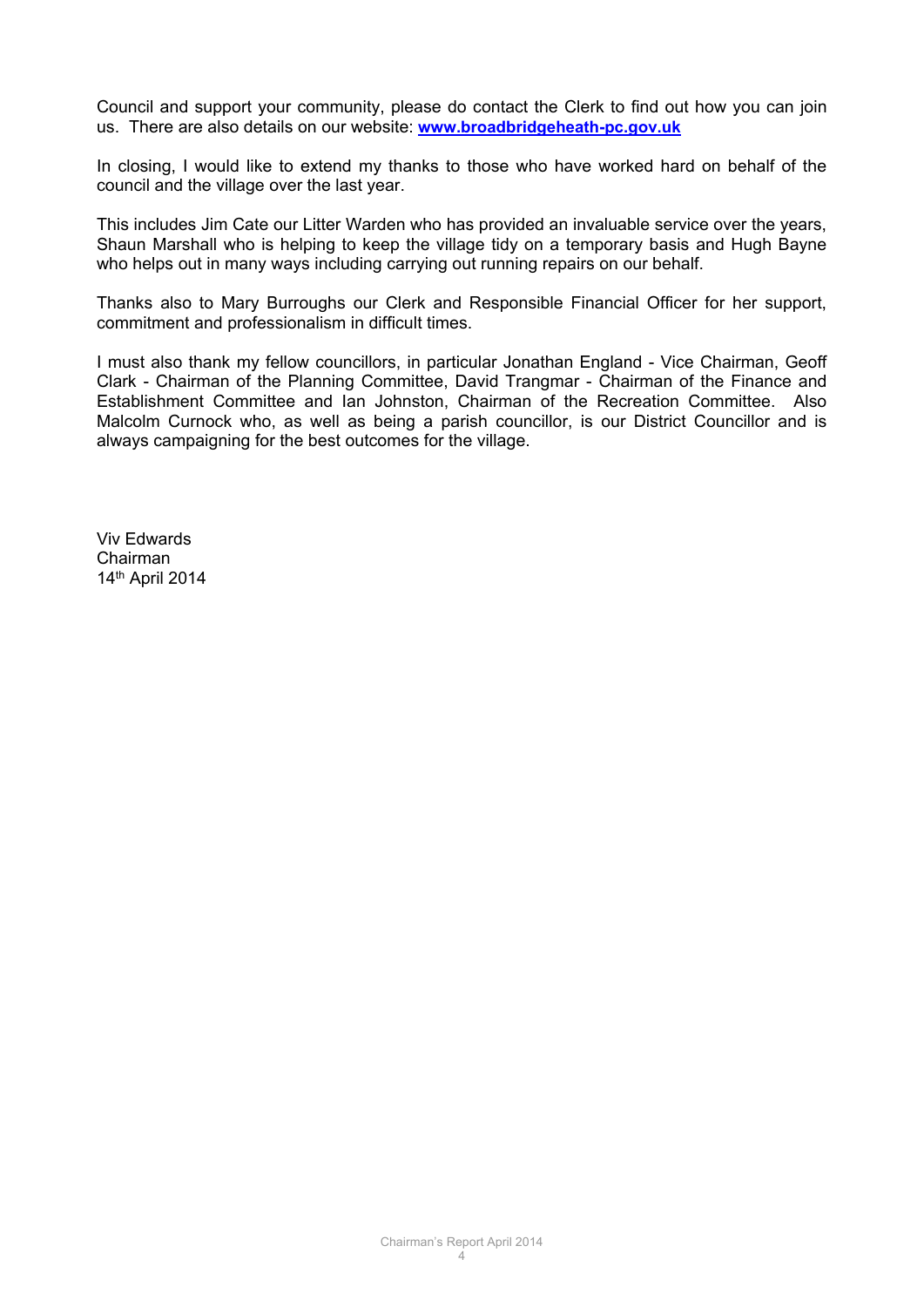Council and support your community, please do contact the Clerk to find out how you can join us. There are also details on our website: **www.broadbridgeheath-pc.gov.uk**

In closing, I would like to extend my thanks to those who have worked hard on behalf of the council and the village over the last year.

This includes Jim Cate our Litter Warden who has provided an invaluable service over the years, Shaun Marshall who is helping to keep the village tidy on a temporary basis and Hugh Bayne who helps out in many ways including carrying out running repairs on our behalf.

Thanks also to Mary Burroughs our Clerk and Responsible Financial Officer for her support, commitment and professionalism in difficult times.

I must also thank my fellow councillors, in particular Jonathan England - Vice Chairman, Geoff Clark - Chairman of the Planning Committee, David Trangmar - Chairman of the Finance and Establishment Committee and Ian Johnston, Chairman of the Recreation Committee. Also Malcolm Curnock who, as well as being a parish councillor, is our District Councillor and is always campaigning for the best outcomes for the village.

Viv Edwards
Chairman
14th April 2014